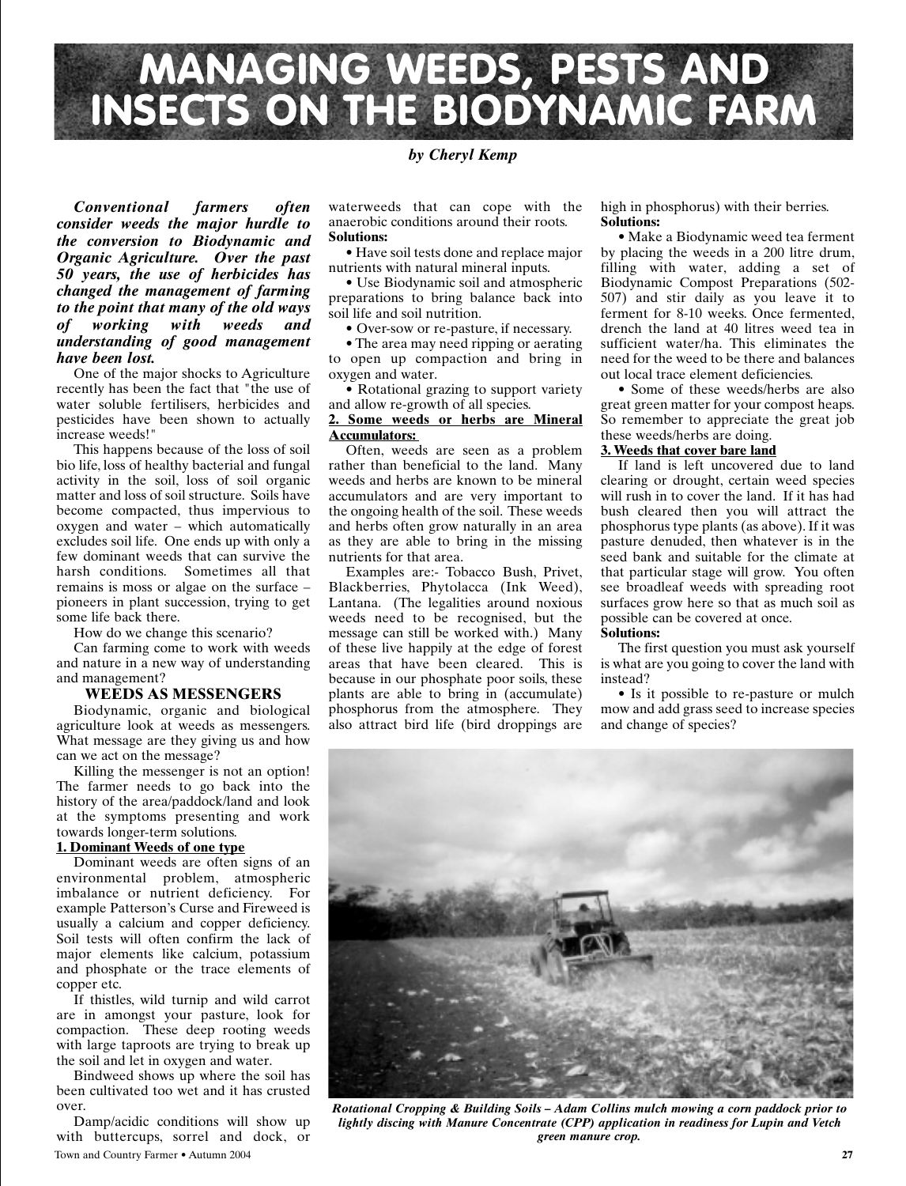# MANAGING WEEDS, PESTS AND INSECTS ON THE BIODYNAMIC FARM

*by Cheryl Kemp*

***Conventional farmers often consider weeds the major hurdle to the conversion to Biodynamic and Organic Agriculture. Over the past 50 years, the use of herbicides has changed the management of farming to the point that many of the old ways of working with weeds and understanding of good management have been lost.***

One of the major shocks to Agriculture recently has been the fact that "the use of water soluble fertilisers, herbicides and pesticides have been shown to actually increase weeds!"

This happens because of the loss of soil bio life, loss of healthy bacterial and fungal activity in the soil, loss of soil organic matter and loss of soil structure. Soils have become compacted, thus impervious to oxygen and water – which automatically excludes soil life. One ends up with only a few dominant weeds that can survive the harsh conditions. Sometimes all that remains is moss or algae on the surface – pioneers in plant succession, trying to get some life back there.

How do we change this scenario?

Can farming come to work with weeds and nature in a new way of understanding and management?

## WEEDS AS MESSENGERS

Biodynamic, organic and biological agriculture look at weeds as messengers. What message are they giving us and how can we act on the message?

Killing the messenger is not an option! The farmer needs to go back into the history of the area/paddock/land and look at the symptoms presenting and work towards longer-term solutions.

### 1. Dominant Weeds of one type

Dominant weeds are often signs of an environmental problem, atmospheric imbalance or nutrient deficiency. For example Patterson's Curse and Fireweed is usually a calcium and copper deficiency. Soil tests will often confirm the lack of major elements like calcium, potassium and phosphate or the trace elements of copper etc.

If thistles, wild turnip and wild carrot are in amongst your pasture, look for compaction. These deep rooting weeds with large taproots are trying to break up the soil and let in oxygen and water.

Bindweed shows up where the soil has been cultivated too wet and it has crusted over.

Damp/acidic conditions will show up with buttercups, sorrel and dock, or waterweeds that can cope with the anaerobic conditions around their roots.

**Solutions:**

- Have soil tests done and replace major nutrients with natural mineral inputs.
- Use Biodynamic soil and atmospheric preparations to bring balance back into soil life and soil nutrition.
- Over-sow or re-pasture, if necessary.
- The area may need ripping or aerating to open up compaction and bring in oxygen and water.
- Rotational grazing to support variety and allow re-growth of all species.

### 2. Some weeds or herbs are Mineral Accumulators:

Often, weeds are seen as a problem rather than beneficial to the land. Many weeds and herbs are known to be mineral accumulators and are very important to the ongoing health of the soil. These weeds and herbs often grow naturally in an area as they are able to bring in the missing nutrients for that area.

Examples are:- Tobacco Bush, Privet, Blackberries, Phytolacca (Ink Weed), Lantana. (The legalities around noxious weeds need to be recognised, but the message can still be worked with.) Many of these live happily at the edge of forest areas that have been cleared. This is because in our phosphate poor soils, these plants are able to bring in (accumulate) phosphorus from the atmosphere. They also attract bird life (bird droppings are high in phosphorus) with their berries.

**Solutions:**

- Make a Biodynamic weed tea ferment by placing the weeds in a 200 litre drum, filling with water, adding a set of Biodynamic Compost Preparations (502-507) and stir daily as you leave it to ferment for 8-10 weeks. Once fermented, drench the land at 40 litres weed tea in sufficient water/ha. This eliminates the need for the weed to be there and balances out local trace element deficiencies.
- Some of these weeds/herbs are also great green matter for your compost heaps. So remember to appreciate the great job these weeds/herbs are doing.

### 3. Weeds that cover bare land

If land is left uncovered due to land clearing or drought, certain weed species will rush in to cover the land. If it has had bush cleared then you will attract the phosphorus type plants (as above). If it was pasture denuded, then whatever is in the seed bank and suitable for the climate at that particular stage will grow. You often see broadleaf weeds with spreading root surfaces grow here so that as much soil as possible can be covered at once.

**Solutions:**

The first question you must ask yourself is what are you going to cover the land with instead?

- Is it possible to re-pasture or mulch mow and add grass seed to increase species and change of species?

*Rotational Cropping & Building Soils – Adam Collins mulch mowing a corn paddock prior to lightly discing with Manure Concentrate (CPP) application in readiness for Lupin and Vetch green manure crop.*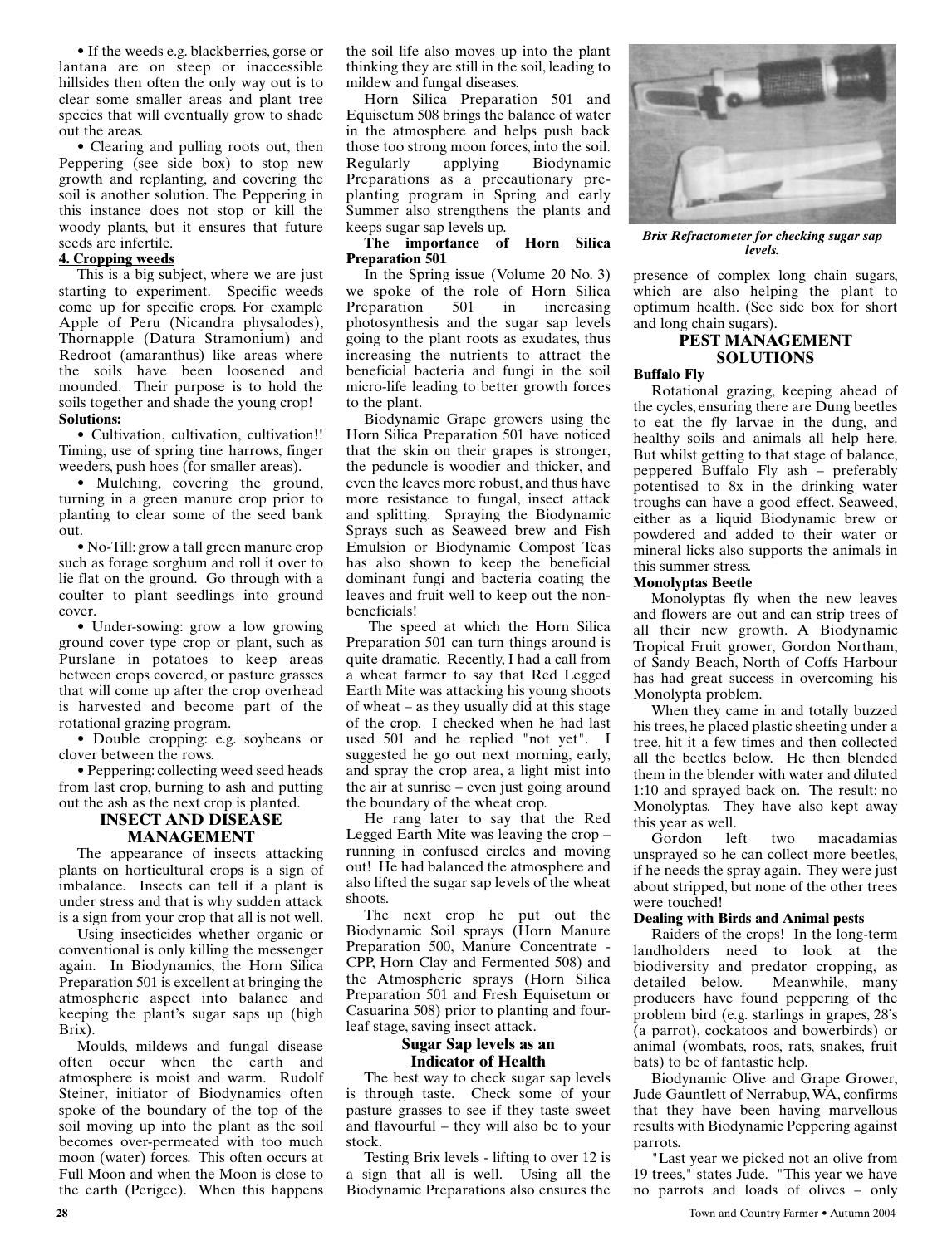• If the weeds e.g. blackberries, gorse or lantana are on steep or inaccessible hillsides then often the only way out is to clear some smaller areas and plant tree species that will eventually grow to shade out the areas.

• Clearing and pulling roots out, then Peppering (see side box) to stop new growth and replanting, and covering the soil is another solution. The Peppering in this instance does not stop or kill the woody plants, but it ensures that future seeds are infertile.

**4. Cropping weeds**

This is a big subject, where we are just starting to experiment. Specific weeds come up for specific crops. For example Apple of Peru (Nicandra physalodes), Thornapple (Datura Stramonium) and Redroot (amaranthus) like areas where the soils have been loosened and mounded. Their purpose is to hold the soils together and shade the young crop!

**Solutions:**

• Cultivation, cultivation, cultivation!! Timing, use of spring tine harrows, finger weeders, push hoes (for smaller areas).

• Mulching, covering the ground, turning in a green manure crop prior to planting to clear some of the seed bank out.

• No-Till: grow a tall green manure crop such as forage sorghum and roll it over to lie flat on the ground. Go through with a coulter to plant seedlings into ground cover.

• Under-sowing: grow a low growing ground cover type crop or plant, such as Purslane in potatoes to keep areas between crops covered, or pasture grasses that will come up after the crop overhead is harvested and become part of the rotational grazing program.

• Double cropping: e.g. soybeans or clover between the rows.

• Peppering: collecting weed seed heads from last crop, burning to ash and putting out the ash as the next crop is planted.

## INSECT AND DISEASE MANAGEMENT

The appearance of insects attacking plants on horticultural crops is a sign of imbalance. Insects can tell if a plant is under stress and that is why sudden attack is a sign from your crop that all is not well.

Using insecticides whether organic or conventional is only killing the messenger again. In Biodynamics, the Horn Silica Preparation 501 is excellent at bringing the atmospheric aspect into balance and keeping the plant's sugar saps up (high Brix).

Moulds, mildews and fungal disease often occur when the earth and atmosphere is moist and warm. Rudolf Steiner, initiator of Biodynamics often spoke of the boundary of the top of the soil moving up into the plant as the soil becomes over-permeated with too much moon (water) forces. This often occurs at Full Moon and when the Moon is close to the earth (Perigee). When this happens the soil life also moves up into the plant thinking they are still in the soil, leading to mildew and fungal diseases.

Horn Silica Preparation 501 and Equisetum 508 brings the balance of water in the atmosphere and helps push back those too strong moon forces, into the soil. Regularly applying Biodynamic Preparations as a precautionary pre-planting program in Spring and early Summer also strengthens the plants and keeps sugar sap levels up.

**The importance of Horn Silica Preparation 501**

In the Spring issue (Volume 20 No. 3) we spoke of the role of Horn Silica Preparation 501 in increasing photosynthesis and the sugar sap levels going to the plant roots as exudates, thus increasing the nutrients to attract the beneficial bacteria and fungi in the soil micro-life leading to better growth forces to the plant.

Biodynamic Grape growers using the Horn Silica Preparation 501 have noticed that the skin on their grapes is stronger, the peduncle is woodier and thicker, and even the leaves more robust, and thus have more resistance to fungal, insect attack and splitting. Spraying the Biodynamic Sprays such as Seaweed brew and Fish Emulsion or Biodynamic Compost Teas has also shown to keep the beneficial dominant fungi and bacteria coating the leaves and fruit well to keep out the non-beneficials!

The speed at which the Horn Silica Preparation 501 can turn things around is quite dramatic. Recently, I had a call from a wheat farmer to say that Red Legged Earth Mite was attacking his young shoots of wheat – as they usually did at this stage of the crop. I checked when he had last used 501 and he replied "not yet". I suggested he go out next morning, early, and spray the crop area, a light mist into the air at sunrise – even just going around the boundary of the wheat crop.

He rang later to say that the Red Legged Earth Mite was leaving the crop – running in confused circles and moving out! He had balanced the atmosphere and also lifted the sugar sap levels of the wheat shoots.

The next crop he put out the Biodynamic Soil sprays (Horn Manure Preparation 500, Manure Concentrate - CPP, Horn Clay and Fermented 508) and the Atmospheric sprays (Horn Silica Preparation 501 and Fresh Equisetum or Casuarina 508) prior to planting and four-leaf stage, saving insect attack.

### Sugar Sap levels as an Indicator of Health

The best way to check sugar sap levels is through taste. Check some of your pasture grasses to see if they taste sweet and flavourful – they will also be to your stock.

Testing Brix levels - lifting to over 12 is a sign that all is well. Using all the Biodynamic Preparations also ensures the presence of complex long chain sugars, which are also helping the plant to optimum health. (See side box for short and long chain sugars).

*Brix Refractometer for checking sugar sap levels.*

## PEST MANAGEMENT SOLUTIONS

**Buffalo Fly**

Rotational grazing, keeping ahead of the cycles, ensuring there are Dung beetles to eat the fly larvae in the dung, and healthy soils and animals all help here. But whilst getting to that stage of balance, peppered Buffalo Fly ash – preferably potentised to 8x in the drinking water troughs can have a good effect. Seaweed, either as a liquid Biodynamic brew or powdered and added to their water or mineral licks also supports the animals in this summer stress.

**Monolyptas Beetle**

Monolyptas fly when the new leaves and flowers are out and can strip trees of all their new growth. A Biodynamic Tropical Fruit grower, Gordon Northam, of Sandy Beach, North of Coffs Harbour has had great success in overcoming his Monolypta problem.

When they came in and totally buzzed his trees, he placed plastic sheeting under a tree, hit it a few times and then collected all the beetles below. He then blended them in the blender with water and diluted 1:10 and sprayed back on. The result: no Monolyptas. They have also kept away this year as well.

Gordon left two macadamias unsprayed so he can collect more beetles, if he needs the spray again. They were just about stripped, but none of the other trees were touched!

**Dealing with Birds and Animal pests**

Raiders of the crops! In the long-term landholders need to look at the biodiversity and predator cropping, as detailed below. Meanwhile, many producers have found peppering of the problem bird (e.g. starlings in grapes, 28's (a parrot), cockatoos and bowerbirds) or animal (wombats, roos, rats, snakes, fruit bats) to be of fantastic help.

Biodynamic Olive and Grape Grower, Jude Gauntlett of Nerrabup, WA, confirms that they have been having marvellous results with Biodynamic Peppering against parrots.

"Last year we picked not an olive from 19 trees," states Jude. "This year we have no parrots and loads of olives – only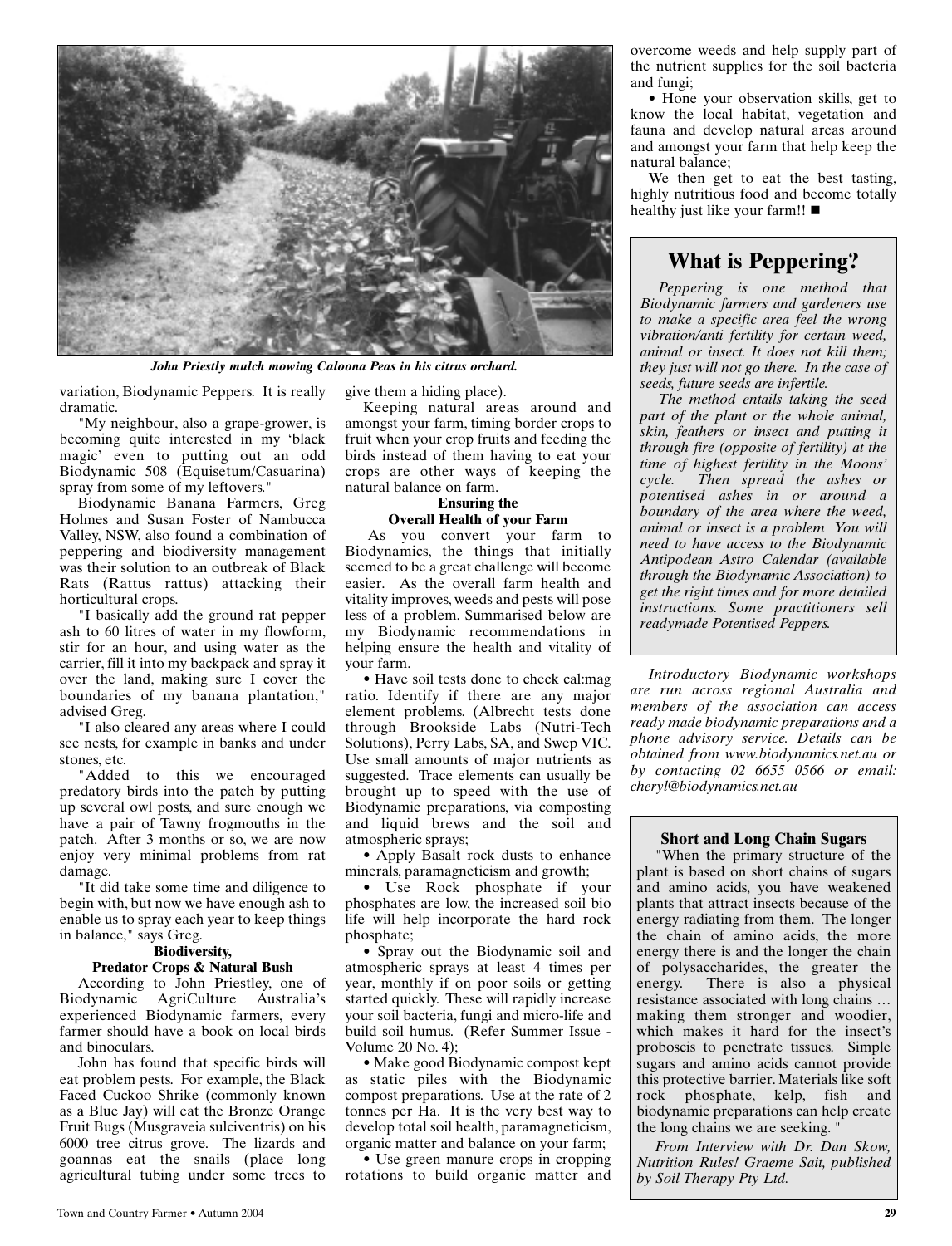*John Priestly mulch mowing Caloona Peas in his citrus orchard.*

variation, Biodynamic Peppers. It is really dramatic.

"My neighbour, also a grape-grower, is becoming quite interested in my 'black magic' even to putting out an odd Biodynamic 508 (Equisetum/Casuarina) spray from some of my leftovers."

Biodynamic Banana Farmers, Greg Holmes and Susan Foster of Nambucca Valley, NSW, also found a combination of peppering and biodiversity management was their solution to an outbreak of Black Rats (Rattus rattus) attacking their horticultural crops.

"I basically add the ground rat pepper ash to 60 litres of water in my flowform, stir for an hour, and using water as the carrier, fill it into my backpack and spray it over the land, making sure I cover the boundaries of my banana plantation," advised Greg.

"I also cleared any areas where I could see nests, for example in banks and under stones, etc.

"Added to this we encouraged predatory birds into the patch by putting up several owl posts, and sure enough we have a pair of Tawny frogmouths in the patch. After 3 months or so, we are now enjoy very minimal problems from rat damage.

"It did take some time and diligence to begin with, but now we have enough ash to enable us to spray each year to keep things in balance," says Greg.

**Biodiversity, Predator Crops & Natural Bush**

According to John Priestley, one of Biodynamic AgriCulture Australia's experienced Biodynamic farmers, every farmer should have a book on local birds and binoculars.

John has found that specific birds will eat problem pests. For example, the Black Faced Cuckoo Shrike (commonly known as a Blue Jay) will eat the Bronze Orange Fruit Bugs (Musgraveia sulciventris) on his 6000 tree citrus grove. The lizards and goannas eat the snails (place long agricultural tubing under some trees to give them a hiding place).

Keeping natural areas around and amongst your farm, timing border crops to fruit when your crop fruits and feeding the birds instead of them having to eat your crops are other ways of keeping the natural balance on farm.

**Ensuring the Overall Health of your Farm**

As you convert your farm to Biodynamics, the things that initially seemed to be a great challenge will become easier. As the overall farm health and vitality improves, weeds and pests will pose less of a problem. Summarised below are my Biodynamic recommendations in helping ensure the health and vitality of your farm.

- Have soil tests done to check cal:mag ratio. Identify if there are any major element problems. (Albrecht tests done through Brookside Labs (Nutri-Tech Solutions), Perry Labs, SA, and Swep VIC. Use small amounts of major nutrients as suggested. Trace elements can usually be brought up to speed with the use of Biodynamic preparations, via composting and liquid brews and the soil and atmospheric sprays;
- Apply Basalt rock dusts to enhance minerals, paramagneticism and growth;
- Use Rock phosphate if your phosphates are low, the increased soil bio life will help incorporate the hard rock phosphate;
- Spray out the Biodynamic soil and atmospheric sprays at least 4 times per year, monthly if on poor soils or getting started quickly. These will rapidly increase your soil bacteria, fungi and micro-life and build soil humus. (Refer Summer Issue - Volume 20 No. 4);
- Make good Biodynamic compost kept as static piles with the Biodynamic compost preparations. Use at the rate of 2 tonnes per Ha. It is the very best way to develop total soil health, paramagneticism, organic matter and balance on your farm;
- Use green manure crops in cropping rotations to build organic matter and overcome weeds and help supply part of the nutrient supplies for the soil bacteria and fungi;
- Hone your observation skills, get to know the local habitat, vegetation and fauna and develop natural areas around and amongst your farm that help keep the natural balance;

We then get to eat the best tasting, highly nutritious food and become totally healthy just like your farm!! ■

## What is Peppering?

*Peppering is one method that Biodynamic farmers and gardeners use to make a specific area feel the wrong vibration/anti fertility for certain weed, animal or insect. It does not kill them; they just will not go there. In the case of seeds, future seeds are infertile.*

*The method entails taking the seed part of the plant or the whole animal, skin, feathers or insect and putting it through fire (opposite of fertility) at the time of highest fertility in the Moons' cycle. Then spread the ashes or potentised ashes in or around a boundary of the area where the weed, animal or insect is a problem You will need to have access to the Biodynamic Antipodean Astro Calendar (available through the Biodynamic Association) to get the right times and for more detailed instructions. Some practitioners sell readymade Potentised Peppers.*

*Introductory Biodynamic workshops are run across regional Australia and members of the association can access ready made biodynamic preparations and a phone advisory service. Details can be obtained from www.biodynamics.net.au or by contacting 02 6655 0566 or email: cheryl@biodynamics.net.au*

**Short and Long Chain Sugars**

"When the primary structure of the plant is based on short chains of sugars and amino acids, you have weakened plants that attract insects because of the energy radiating from them. The longer the chain of amino acids, the more energy there is and the longer the chain of polysaccharides, the greater the energy. There is also a physical resistance associated with long chains … making them stronger and woodier, which makes it hard for the insect's proboscis to penetrate tissues. Simple sugars and amino acids cannot provide this protective barrier. Materials like soft rock phosphate, kelp, fish and biodynamic preparations can help create the long chains we are seeking. "

*From Interview with Dr. Dan Skow, Nutrition Rules! Graeme Sait, published by Soil Therapy Pty Ltd.*